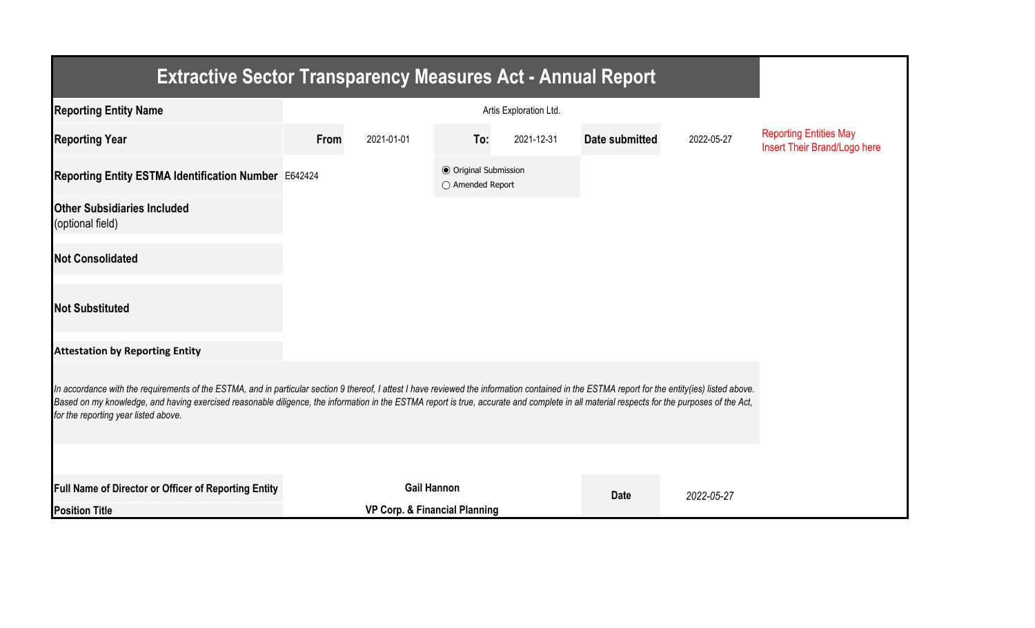# Extractive Sector Transparency Measures Act - Annual Report

| | | | | | | |
|---|---|---|---|---|---|---|
| **Reporting Entity Name** | Artis Exploration Ltd. | | | | | Reporting Entities May Insert Their Brand/Logo here |
| **Reporting Year** | **From** | 2021-01-01 | **To:** | 2021-12-31 | **Date submitted** | 2022-05-27 |
| **Reporting Entity ESTMA Identification Number** | E642424 | | ◉ Original Submission ○ Amended Report | | | |
| **Other Subsidiaries Included** (optional field) | | | | | | |
| **Not Consolidated** | | | | | | |
| **Not Substituted** | | | | | | |

**Attestation by Reporting Entity**

*In accordance with the requirements of the ESTMA, and in particular section 9 thereof, I attest I have reviewed the information contained in the ESTMA report for the entity(ies) listed above. Based on my knowledge, and having exercised reasonable diligence, the information in the ESTMA report is true, accurate and complete in all material respects for the purposes of the Act, for the reporting year listed above.*

| | | | |
|---|---|---|---|
| **Full Name of Director or Officer of Reporting Entity** | **Gail Hannon** | **Date** | *2022-05-27* |
| **Position Title** | **VP Corp. & Financial Planning** | | |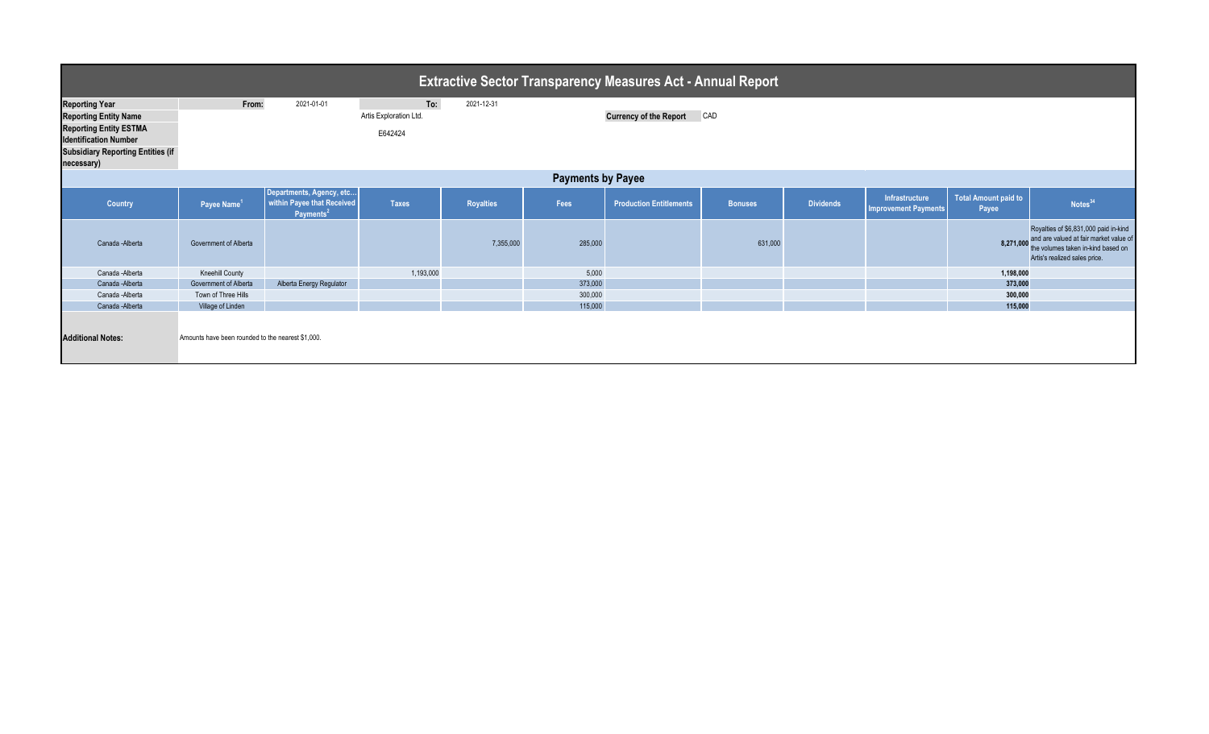# Extractive Sector Transparency Measures Act - Annual Report

| | | | |
|---|---|---|---|
| **Reporting Year** | From: 2021-01-01 | To: 2021-12-31 | |
| **Reporting Entity Name** | Artis Exploration Ltd. | | **Currency of the Report** CAD |
| **Reporting Entity ESTMA Identification Number** | E642424 | | |
| **Subsidiary Reporting Entities (if necessary)** | | | |

## Payments by Payee

| Country | Payee Name[1] | Departments, Agency, etc... within Payee that Received Payments[2] | Taxes | Royalties | Fees | Production Entitlements | Bonuses | Dividends | Infrastructure Improvement Payments | Total Amount paid to Payee | Notes[34] |
|---|---|---|---|---|---|---|---|---|---|---|---|
| Canada -Alberta | Government of Alberta | | | 7,355,000 | 285,000 | | 631,000 | | | 8,271,000 | Royalties of $6,831,000 paid in-kind and are valued at fair market value of the volumes taken in-kind based on Artis's realized sales price. |
| Canada -Alberta | Kneehill County | | 1,193,000 | | 5,000 | | | | | 1,198,000 | |
| Canada -Alberta | Government of Alberta | Alberta Energy Regulator | | | 373,000 | | | | | 373,000 | |
| Canada -Alberta | Town of Three Hills | | | | 300,000 | | | | | 300,000 | |
| Canada -Alberta | Village of Linden | | | | 115,000 | | | | | 115,000 | |

**Additional Notes:** Amounts have been rounded to the nearest $1,000.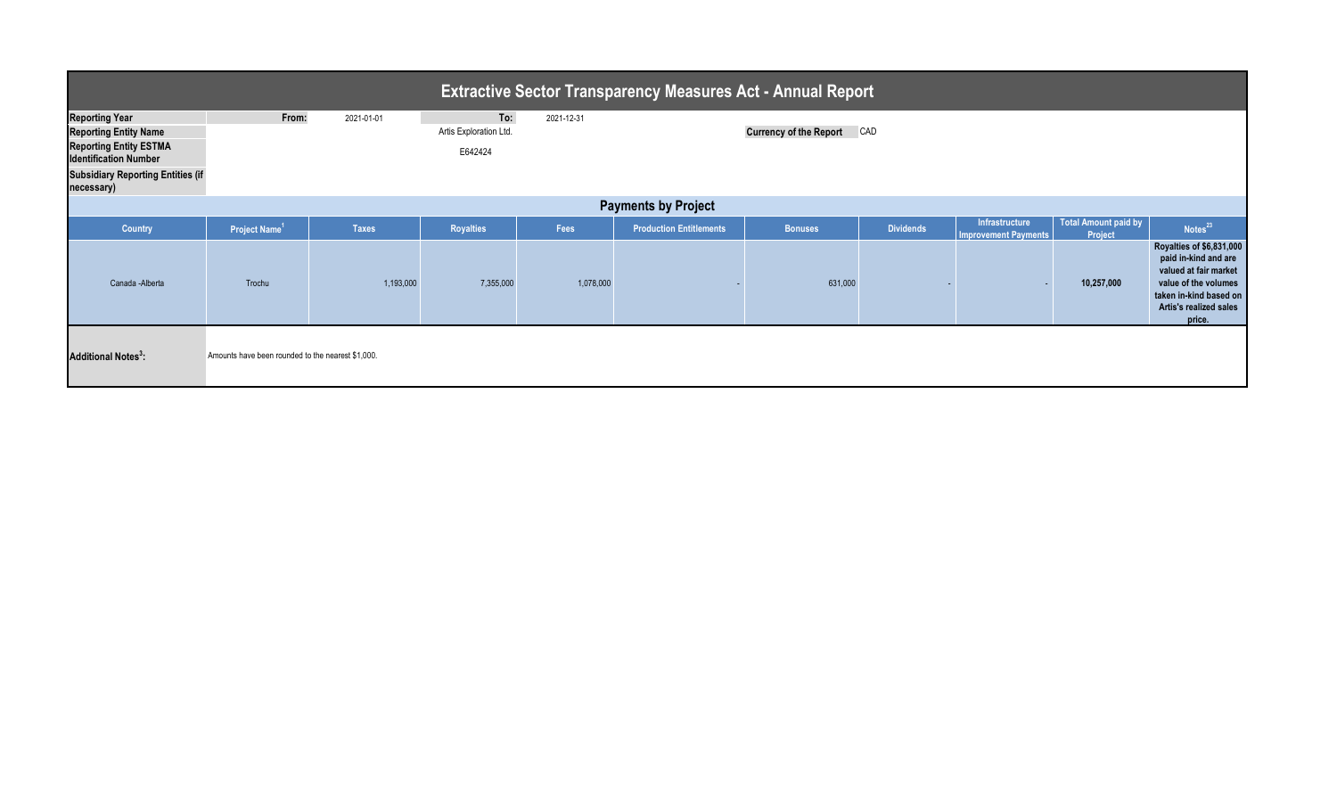# Extractive Sector Transparency Measures Act - Annual Report

| | | | | | |
|---|---|---|---|---|---|
| **Reporting Year** | **From:** | 2021-01-01 | **To:** | 2021-12-31 | |
| **Reporting Entity Name** | | | Artis Exploration Ltd. | **Currency of the Report** | CAD |
| **Reporting Entity ESTMA Identification Number** | | | E642424 | | |
| **Subsidiary Reporting Entities (if necessary)** | | | | | |

## Payments by Project

| Country | Project Name[1] | Taxes | Royalties | Fees | Production Entitlements | Bonuses | Dividends | Infrastructure Improvement Payments | Total Amount paid by Project | Notes[23] |
|---|---|---|---|---|---|---|---|---|---|---|
| Canada -Alberta | Trochu | 1,193,000 | 7,355,000 | 1,078,000 | - | 631,000 | - | - | **10,257,000** | **Royalties of $6,831,000 paid in-kind and are valued at fair market value of the volumes taken in-kind based on Artis's realized sales price.** |

**Additional Notes[3]:** Amounts have been rounded to the nearest $1,000.